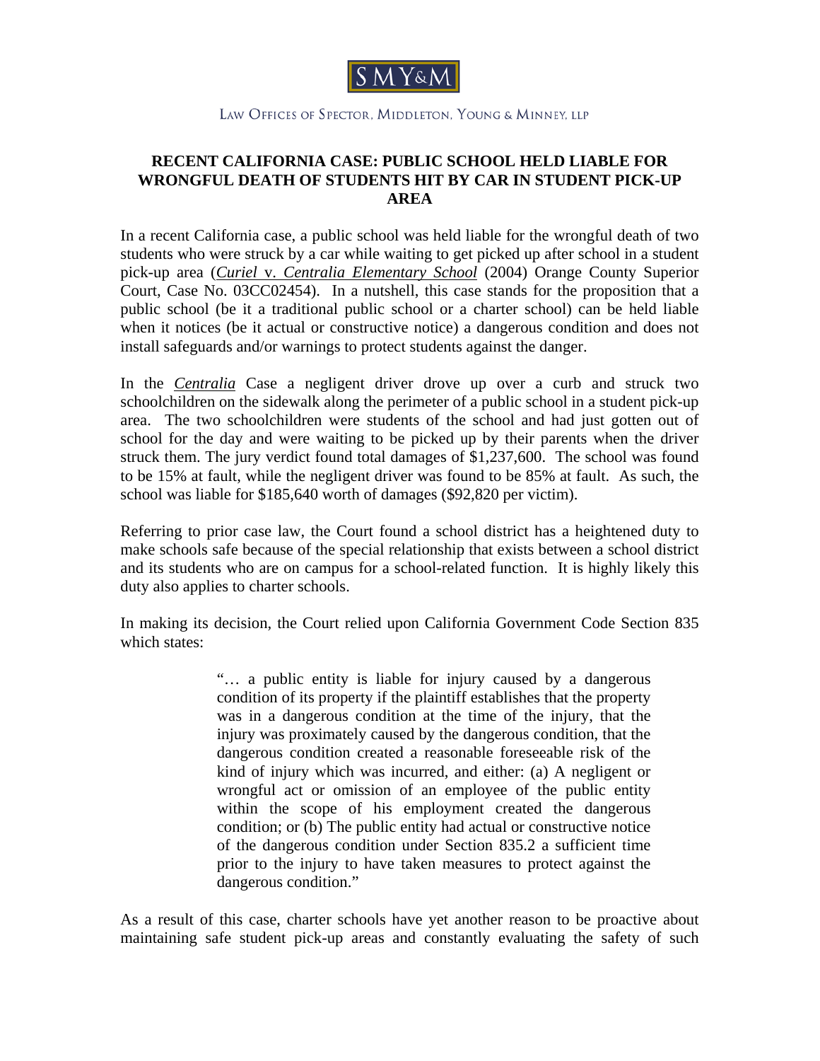SMY&M

LAW OFFICES OF SPECTOR, MIDDLETON, YOUNG & MINNEY, LLP

# RECENT CALIFORNIA CASE: PUBLIC SCHOOL HELD LIABLE FOR WRONGFUL DEATH OF STUDENTS HIT BY CAR IN STUDENT PICK-UP AREA

In a recent California case, a public school was held liable for the wrongful death of two students who were struck by a car while waiting to get picked up after school in a student pick-up area (*Curiel* v. *Centralia Elementary School* (2004) Orange County Superior Court, Case No. 03CC02454). In a nutshell, this case stands for the proposition that a public school (be it a traditional public school or a charter school) can be held liable when it notices (be it actual or constructive notice) a dangerous condition and does not install safeguards and/or warnings to protect students against the danger.

In the *Centralia* Case a negligent driver drove up over a curb and struck two schoolchildren on the sidewalk along the perimeter of a public school in a student pick-up area. The two schoolchildren were students of the school and had just gotten out of school for the day and were waiting to be picked up by their parents when the driver struck them. The jury verdict found total damages of $1,237,600. The school was found to be 15% at fault, while the negligent driver was found to be 85% at fault. As such, the school was liable for $185,640 worth of damages ($92,820 per victim).

Referring to prior case law, the Court found a school district has a heightened duty to make schools safe because of the special relationship that exists between a school district and its students who are on campus for a school-related function. It is highly likely this duty also applies to charter schools.

In making its decision, the Court relied upon California Government Code Section 835 which states:

> "… a public entity is liable for injury caused by a dangerous condition of its property if the plaintiff establishes that the property was in a dangerous condition at the time of the injury, that the injury was proximately caused by the dangerous condition, that the dangerous condition created a reasonable foreseeable risk of the kind of injury which was incurred, and either: (a) A negligent or wrongful act or omission of an employee of the public entity within the scope of his employment created the dangerous condition; or (b) The public entity had actual or constructive notice of the dangerous condition under Section 835.2 a sufficient time prior to the injury to have taken measures to protect against the dangerous condition."

As a result of this case, charter schools have yet another reason to be proactive about maintaining safe student pick-up areas and constantly evaluating the safety of such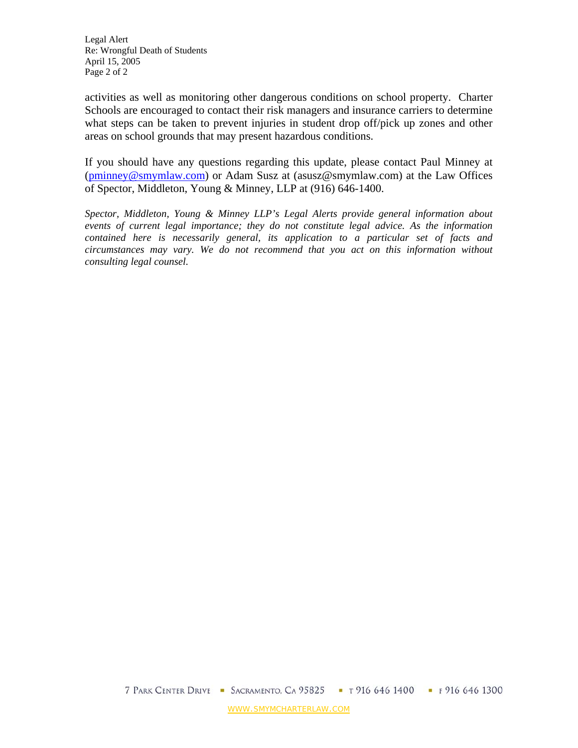activities as well as monitoring other dangerous conditions on school property. Charter Schools are encouraged to contact their risk managers and insurance carriers to determine what steps can be taken to prevent injuries in student drop off/pick up zones and other areas on school grounds that may present hazardous conditions.

If you should have any questions regarding this update, please contact Paul Minney at (pminney@smymlaw.com) or Adam Susz at (asusz@smymlaw.com) at the Law Offices of Spector, Middleton, Young & Minney, LLP at (916) 646-1400.

*Spector, Middleton, Young & Minney LLP's Legal Alerts provide general information about events of current legal importance; they do not constitute legal advice. As the information contained here is necessarily general, its application to a particular set of facts and circumstances may vary. We do not recommend that you act on this information without consulting legal counsel.*